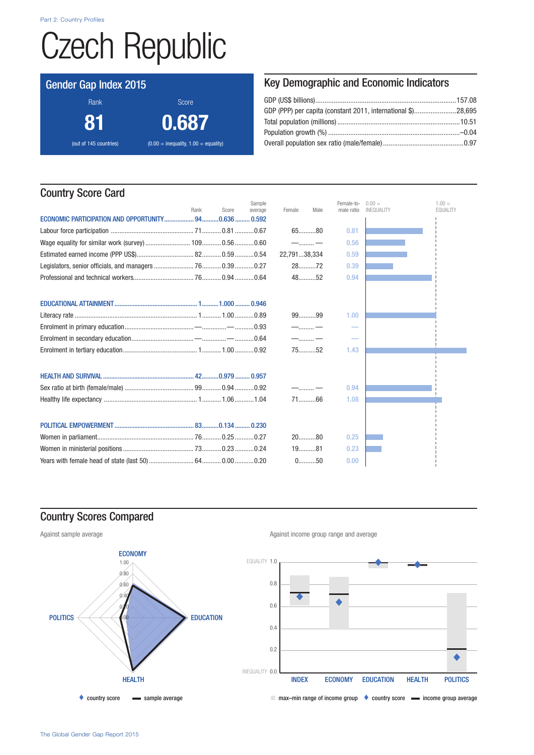# Czech Republic

## Gender Gap Index 2015

| Rank | Score |
|---|---|
| **81** | **0.687** |
| (out of 145 countries) | (0.00 = inequality, 1.00 = equality) |

## Key Demographic and Economic Indicators

| Indicator | Value |
|---|---|
| GDP (US$ billions) | 157.08 |
| GDP (PPP) per capita (constant 2011, international $) | 28,695 |
| Total population (millions) | 10.51 |
| Population growth (%) | –0.04 |
| Overall population sex ratio (male/female) | 0.97 |

## Country Score Card

| | Rank | Score | Sample average | Female | Male | Female-to-male ratio |
|---|---|---|---|---|---|---|
| **ECONOMIC PARTICIPATION AND OPPORTUNITY** | **94** | **0.636** | **0.592** | | | |
| Labour force participation | 71 | 0.81 | 0.67 | 65 | 80 | 0.81 |
| Wage equality for similar work (survey) | 109 | 0.56 | 0.60 | — | — | 0.56 |
| Estimated earned income (PPP US$) | 82 | 0.59 | 0.54 | 22,791 | 38,334 | 0.59 |
| Legislators, senior officials, and managers | 76 | 0.39 | 0.27 | 28 | 72 | 0.39 |
| Professional and technical workers | 76 | 0.94 | 0.64 | 48 | 52 | 0.94 |
| **EDUCATIONAL ATTAINMENT** | **1** | **1.000** | **0.946** | | | |
| Literacy rate | 1 | 1.00 | 0.89 | 99 | 99 | 1.00 |
| Enrolment in primary education | — | — | 0.93 | — | — | — |
| Enrolment in secondary education | — | — | 0.64 | — | — | — |
| Enrolment in tertiary education | 1 | 1.00 | 0.92 | 75 | 52 | 1.43 |
| **HEALTH AND SURVIVAL** | **42** | **0.979** | **0.957** | | | |
| Sex ratio at birth (female/male) | 99 | 0.94 | 0.92 | — | — | 0.94 |
| Healthy life expectancy | 1 | 1.06 | 1.04 | 71 | 66 | 1.08 |
| **POLITICAL EMPOWERMENT** | **83** | **0.134** | **0.230** | | | |
| Women in parliament | 76 | 0.25 | 0.27 | 20 | 80 | 0.25 |
| Women in ministerial positions | 73 | 0.23 | 0.24 | 19 | 81 | 0.23 |
| Years with female head of state (last 50) | 64 | 0.00 | 0.20 | 0 | 50 | 0.00 |

## Country Scores Compared

Against sample average

Against income group range and average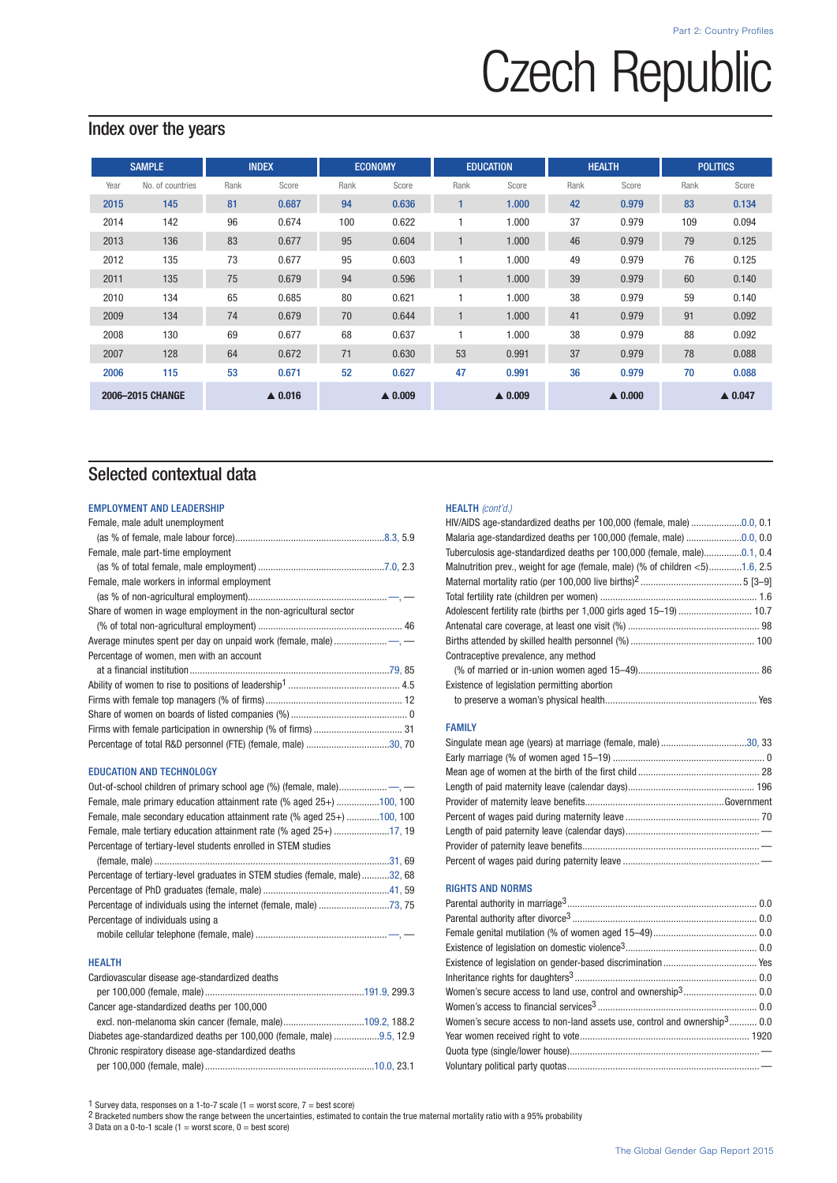Part 2: Country Profiles

# Czech Republic

## Index over the years

| SAMPLE | | INDEX | | ECONOMY | | EDUCATION | | HEALTH | | POLITICS | |
|---|---|---|---|---|---|---|---|---|---|---|---|
| Year | No. of countries | Rank | Score | Rank | Score | Rank | Score | Rank | Score | Rank | Score |
| 2015 | 145 | 81 | 0.687 | 94 | 0.636 | 1 | 1.000 | 42 | 0.979 | 83 | 0.134 |
| 2014 | 142 | 96 | 0.674 | 100 | 0.622 | 1 | 1.000 | 37 | 0.979 | 109 | 0.094 |
| 2013 | 136 | 83 | 0.677 | 95 | 0.604 | 1 | 1.000 | 46 | 0.979 | 79 | 0.125 |
| 2012 | 135 | 73 | 0.677 | 95 | 0.603 | 1 | 1.000 | 49 | 0.979 | 76 | 0.125 |
| 2011 | 135 | 75 | 0.679 | 94 | 0.596 | 1 | 1.000 | 39 | 0.979 | 60 | 0.140 |
| 2010 | 134 | 65 | 0.685 | 80 | 0.621 | 1 | 1.000 | 38 | 0.979 | 59 | 0.140 |
| 2009 | 134 | 74 | 0.679 | 70 | 0.644 | 1 | 1.000 | 41 | 0.979 | 91 | 0.092 |
| 2008 | 130 | 69 | 0.677 | 68 | 0.637 | 1 | 1.000 | 38 | 0.979 | 88 | 0.092 |
| 2007 | 128 | 64 | 0.672 | 71 | 0.630 | 53 | 0.991 | 37 | 0.979 | 78 | 0.088 |
| 2006 | 115 | 53 | 0.671 | 52 | 0.627 | 47 | 0.991 | 36 | 0.979 | 70 | 0.088 |
| 2006–2015 CHANGE | | | ▲ 0.016 | | ▲ 0.009 | | ▲ 0.009 | | ▲ 0.000 | | ▲ 0.047 |

## Selected contextual data

### EMPLOYMENT AND LEADERSHIP

Female, male adult unemployment (as % of female, male labour force) ... 8.3, 5.9
Female, male part-time employment (as % of total female, male employment) ... 7.0, 2.3
Female, male workers in informal employment (as % of non-agricultural employment) ... —, —
Share of women in wage employment in the non-agricultural sector (% of total non-agricultural employment) ... 46
Average minutes spent per day on unpaid work (female, male) ... —, —
Percentage of women, men with an account at a financial institution ... 79, 85
Ability of women to rise to positions of leadership[1] ... 4.5
Firms with female top managers (% of firms) ... 12
Share of women on boards of listed companies (%) ... 0
Firms with female participation in ownership (% of firms) ... 31
Percentage of total R&D personnel (FTE) (female, male) ... 30, 70

### EDUCATION AND TECHNOLOGY

Out-of-school children of primary school age (%) (female, male) ... —, —
Female, male primary education attainment rate (% aged 25+) ... 100, 100
Female, male secondary education attainment rate (% aged 25+) ... 100, 100
Female, male tertiary education attainment rate (% aged 25+) ... 17, 19
Percentage of tertiary-level students enrolled in STEM studies (female, male) ... 31, 69
Percentage of tertiary-level graduates in STEM studies (female, male) ... 32, 68
Percentage of PhD graduates (female, male) ... 41, 59
Percentage of individuals using the internet (female, male) ... 73, 75
Percentage of individuals using a mobile cellular telephone (female, male) ... —, —

### HEALTH

Cardiovascular disease age-standardized deaths per 100,000 (female, male) ... 191.9, 299.3
Cancer age-standardized deaths per 100,000 excl. non-melanoma skin cancer (female, male) ... 109.2, 188.2
Diabetes age-standardized deaths per 100,000 (female, male) ... 9.5, 12.9
Chronic respiratory disease age-standardized deaths per 100,000 (female, male) ... 10.0, 23.1

### HEALTH *(cont'd.)*

HIV/AIDS age-standardized deaths per 100,000 (female, male) ... 0.0, 0.1
Malaria age-standardized deaths per 100,000 (female, male) ... 0.0, 0.0
Tuberculosis age-standardized deaths per 100,000 (female, male) ... 0.1, 0.4
Malnutrition prev., weight for age (female, male) (% of children <5) ... 1.6, 2.5
Maternal mortality ratio (per 100,000 live births)[2] ... 5 [3–9]
Total fertility rate (children per women) ... 1.6
Adolescent fertility rate (births per 1,000 girls aged 15–19) ... 10.7
Antenatal care coverage, at least one visit (%) ... 98
Births attended by skilled health personnel (%) ... 100
Contraceptive prevalence, any method (% of married or in-union women aged 15–49) ... 86
Existence of legislation permitting abortion to preserve a woman's physical health ... Yes

### FAMILY

Singulate mean age (years) at marriage (female, male) ... 30, 33
Early marriage (% of women aged 15–19) ... 0
Mean age of women at the birth of the first child ... 28
Length of paid maternity leave (calendar days) ... 196
Provider of maternity leave benefits ... Government
Percent of wages paid during maternity leave ... 70
Length of paid paternity leave (calendar days) ... —
Provider of paternity leave benefits ... —
Percent of wages paid during paternity leave ... —

### RIGHTS AND NORMS

Parental authority in marriage[3] ... 0.0
Parental authority after divorce[3] ... 0.0
Female genital mutilation (% of women aged 15–49) ... 0.0
Existence of legislation on domestic violence[3] ... 0.0
Existence of legislation on gender-based discrimination ... Yes
Inheritance rights for daughters[3] ... 0.0
Women's secure access to land use, control and ownership[3] ... 0.0
Women's access to financial services[3] ... 0.0
Women's secure access to non-land assets use, control and ownership[3] ... 0.0
Year women received right to vote ... 1920
Quota type (single/lower house) ... —
Voluntary political party quotas ... —

1 Survey data, responses on a 1-to-7 scale (1 = worst score, 7 = best score)
2 Bracketed numbers show the range between the uncertainties, estimated to contain the true maternal mortality ratio with a 95% probability
3 Data on a 0-to-1 scale (1 = worst score, 0 = best score)